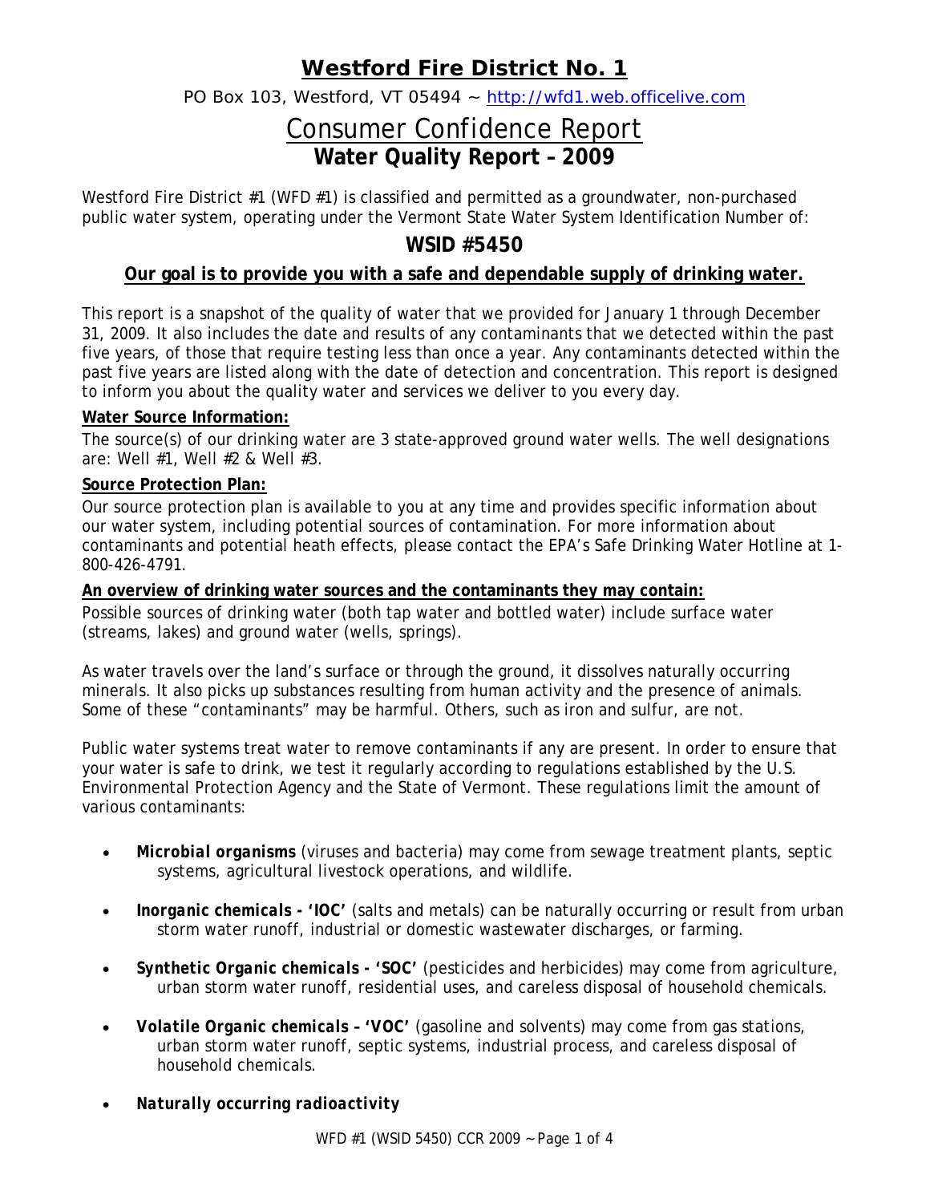# Westford Fire District No. 1

PO Box 103, Westford, VT 05494 ~ [http://wfd1.web.officelive.com](http://wfd1.web.officelive.com)

## Consumer Confidence Report

## Water Quality Report – 2009

Westford Fire District #1 (WFD #1) is classified and permitted as a groundwater, non-purchased public water system, operating under the Vermont State Water System Identification Number of:

### WSID #5450

**Our goal is to provide you with a safe and dependable supply of drinking water.**

This report is a snapshot of the quality of water that we provided for January 1 through December 31, 2009. It also includes the date and results of any contaminants that we detected within the past five years, of those that require testing less than once a year. Any contaminants detected within the past five years are listed along with the date of detection and concentration. This report is designed to inform you about the quality water and services we deliver to you every day.

**Water Source Information:**

The source(s) of our drinking water are 3 state-approved ground water wells. The well designations are: Well #1, Well #2 & Well #3.

**Source Protection Plan:**

Our source protection plan is available to you at any time and provides specific information about our water system, including potential sources of contamination. For more information about contaminants and potential heath effects, please contact the EPA's Safe Drinking Water Hotline at 1-800-426-4791.

**An overview of drinking water sources and the contaminants they may contain:**

Possible sources of drinking water (both tap water and bottled water) include surface water (streams, lakes) and ground water (wells, springs).

As water travels over the land's surface or through the ground, it dissolves naturally occurring minerals. It also picks up substances resulting from human activity and the presence of animals. Some of these "contaminants" may be harmful. Others, such as iron and sulfur, are not.

Public water systems treat water to remove contaminants if any are present. In order to ensure that your water is safe to drink, we test it regularly according to regulations established by the U.S. Environmental Protection Agency and the State of Vermont. These regulations limit the amount of various contaminants:

- ***Microbial organisms*** (viruses and bacteria) may come from sewage treatment plants, septic systems, agricultural livestock operations, and wildlife.
- ***Inorganic chemicals - 'IOC'*** (salts and metals) can be naturally occurring or result from urban storm water runoff, industrial or domestic wastewater discharges, or farming.
- ***Synthetic Organic chemicals - 'SOC'*** (pesticides and herbicides) may come from agriculture, urban storm water runoff, residential uses, and careless disposal of household chemicals.
- ***Volatile Organic chemicals – 'VOC'*** (gasoline and solvents) may come from gas stations, urban storm water runoff, septic systems, industrial process, and careless disposal of household chemicals.
- ***Naturally occurring radioactivity***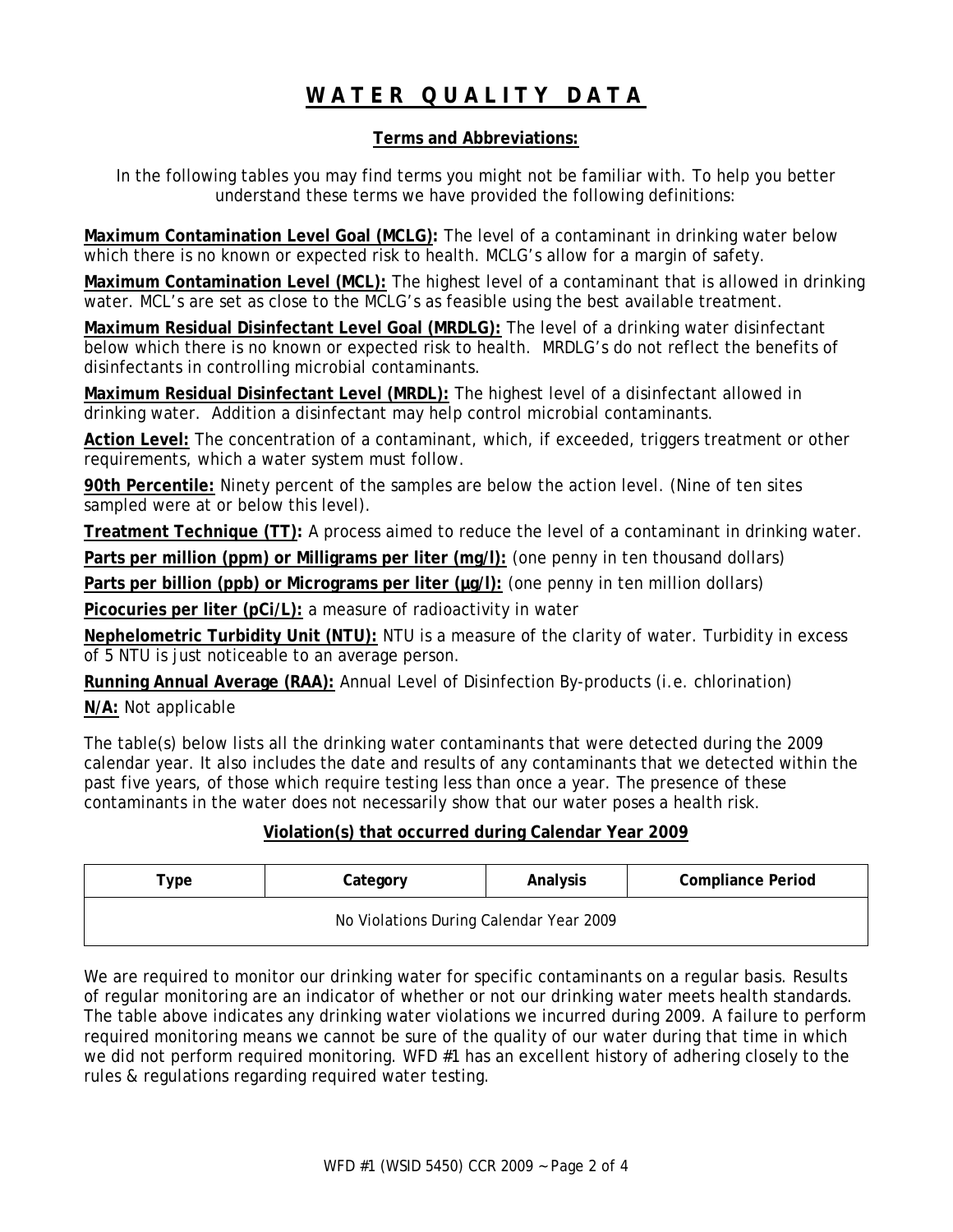# WATER QUALITY DATA

## Terms and Abbreviations:

In the following tables you may find terms you might not be familiar with. To help you better understand these terms we have provided the following definitions:

**Maximum Contamination Level Goal (MCLG):** The level of a contaminant in drinking water below which there is no known or expected risk to health. MCLG's allow for a margin of safety.

**Maximum Contamination Level (MCL):** The highest level of a contaminant that is allowed in drinking water. MCL's are set as close to the MCLG's as feasible using the best available treatment.

**Maximum Residual Disinfectant Level Goal (MRDLG):** The level of a drinking water disinfectant below which there is no known or expected risk to health. MRDLG's do not reflect the benefits of disinfectants in controlling microbial contaminants.

**Maximum Residual Disinfectant Level (MRDL):** The highest level of a disinfectant allowed in drinking water. Addition a disinfectant may help control microbial contaminants.

**Action Level:** The concentration of a contaminant, which, if exceeded, triggers treatment or other requirements, which a water system must follow.

**90th Percentile:** Ninety percent of the samples are below the action level. (Nine of ten sites sampled were at or below this level).

**Treatment Technique (TT):** A process aimed to reduce the level of a contaminant in drinking water.

**Parts per million (ppm) or Milligrams per liter (mg/l):** (one penny in ten thousand dollars)

**Parts per billion (ppb) or Micrograms per liter (µg/l):** (one penny in ten million dollars)

**Picocuries per liter (pCi/L):** a measure of radioactivity in water

**Nephelometric Turbidity Unit (NTU):** NTU is a measure of the clarity of water. Turbidity in excess of 5 NTU is just noticeable to an average person.

**Running Annual Average (RAA):** Annual Level of Disinfection By-products (i.e. chlorination)

**N/A:** Not applicable

The table(s) below lists all the drinking water contaminants that were detected during the 2009 calendar year. It also includes the date and results of any contaminants that we detected within the past five years, of those which require testing less than once a year. The presence of these contaminants in the water does not necessarily show that our water poses a health risk.

### Violation(s) that occurred during Calendar Year 2009

| Type | Category | Analysis | Compliance Period |
|---|---|---|---|
| No Violations During Calendar Year 2009 | | | |

We are required to monitor our drinking water for specific contaminants on a regular basis. Results of regular monitoring are an indicator of whether or not our drinking water meets health standards. The table above indicates any drinking water violations we incurred during 2009. A failure to perform required monitoring means we cannot be sure of the quality of our water during that time in which we did not perform required monitoring. WFD #1 has an excellent history of adhering closely to the rules & regulations regarding required water testing.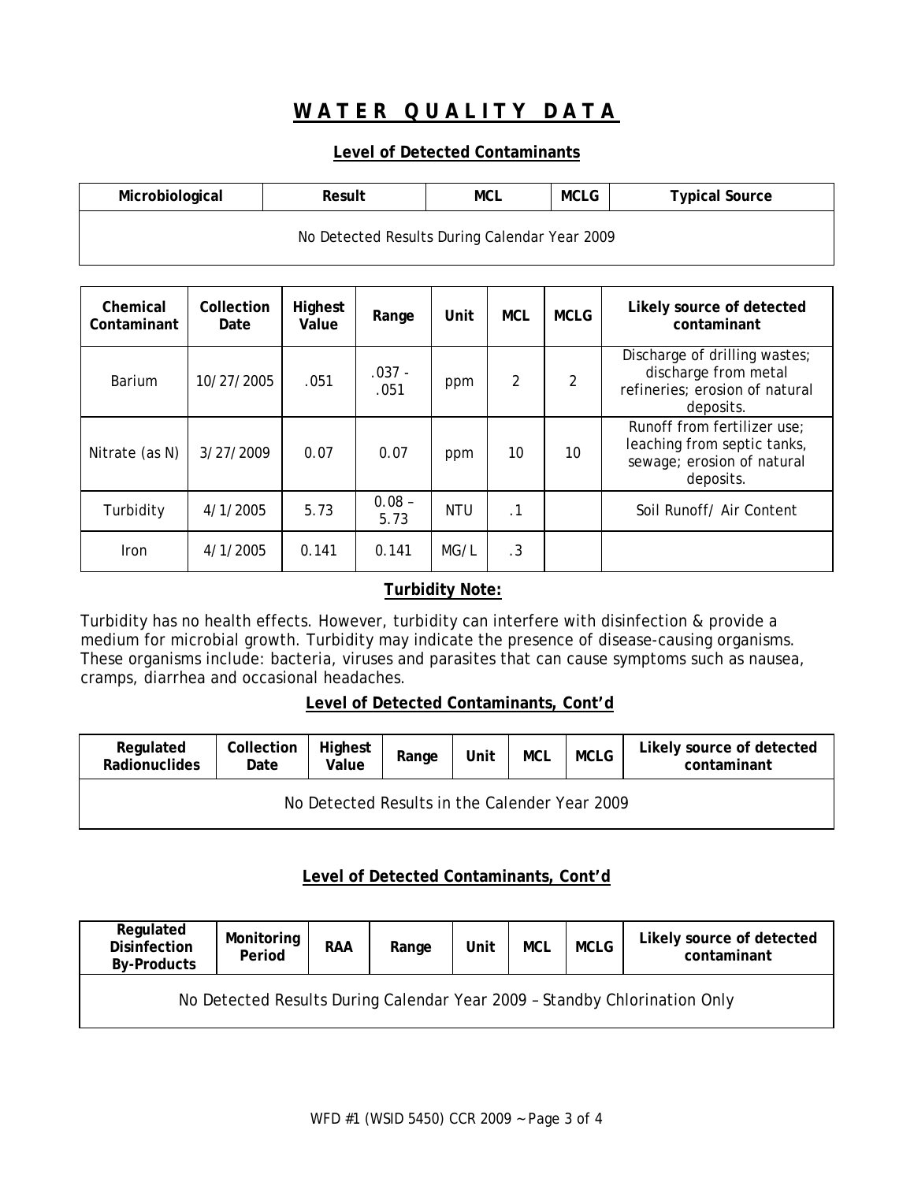# WATER QUALITY DATA

## Level of Detected Contaminants

| Microbiological | Result | MCL | MCLG | Typical Source |
|---|---|---|---|---|
| No Detected Results During Calendar Year 2009 | | | | |

| Chemical Contaminant | Collection Date | Highest Value | Range | Unit | MCL | MCLG | Likely source of detected contaminant |
|---|---|---|---|---|---|---|---|
| Barium | 10/27/2005 | .051 | .037 - .051 | ppm | 2 | 2 | Discharge of drilling wastes; discharge from metal refineries; erosion of natural deposits. |
| Nitrate (as N) | 3/27/2009 | 0.07 | 0.07 | ppm | 10 | 10 | Runoff from fertilizer use; leaching from septic tanks, sewage; erosion of natural deposits. |
| Turbidity | 4/1/2005 | 5.73 | 0.08 – 5.73 | NTU | .1 | | Soil Runoff/ Air Content |
| Iron | 4/1/2005 | 0.141 | 0.141 | MG/L | .3 | | |

### Turbidity Note:

Turbidity has no health effects. However, turbidity can interfere with disinfection & provide a medium for microbial growth. Turbidity may indicate the presence of disease-causing organisms. These organisms include: bacteria, viruses and parasites that can cause symptoms such as nausea, cramps, diarrhea and occasional headaches.

## Level of Detected Contaminants, Cont'd

| Regulated Radionuclides | Collection Date | Highest Value | Range | Unit | MCL | MCLG | Likely source of detected contaminant |
|---|---|---|---|---|---|---|---|
| No Detected Results in the Calender Year 2009 | | | | | | | |

## Level of Detected Contaminants, Cont'd

| Regulated Disinfection By-Products | Monitoring Period | RAA | Range | Unit | MCL | MCLG | Likely source of detected contaminant |
|---|---|---|---|---|---|---|---|
| No Detected Results During Calendar Year 2009 – Standby Chlorination Only | | | | | | | |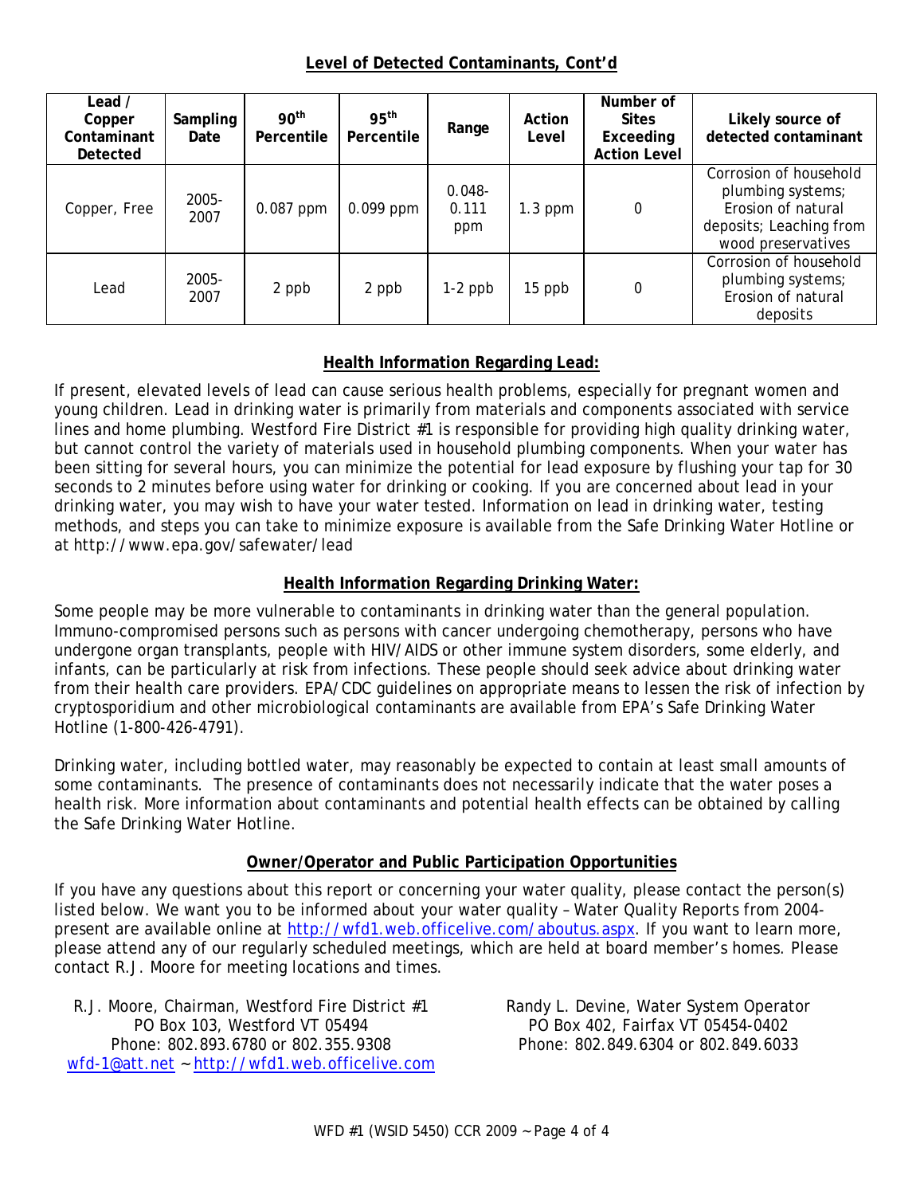## Level of Detected Contaminants, Cont'd

| Lead / Copper Contaminant Detected | Sampling Date | 90th Percentile | 95th Percentile | Range | Action Level | Number of Sites Exceeding Action Level | Likely source of detected contaminant |
|---|---|---|---|---|---|---|---|
| Copper, Free | 2005-2007 | 0.087 ppm | 0.099 ppm | 0.048-0.111 ppm | 1.3 ppm | 0 | Corrosion of household plumbing systems; Erosion of natural deposits; Leaching from wood preservatives |
| Lead | 2005-2007 | 2 ppb | 2 ppb | 1-2 ppb | 15 ppb | 0 | Corrosion of household plumbing systems; Erosion of natural deposits |

### Health Information Regarding Lead:

If present, elevated levels of lead can cause serious health problems, especially for pregnant women and young children. Lead in drinking water is primarily from materials and components associated with service lines and home plumbing. Westford Fire District #1 is responsible for providing high quality drinking water, but cannot control the variety of materials used in household plumbing components. When your water has been sitting for several hours, you can minimize the potential for lead exposure by flushing your tap for 30 seconds to 2 minutes before using water for drinking or cooking. If you are concerned about lead in your drinking water, you may wish to have your water tested. Information on lead in drinking water, testing methods, and steps you can take to minimize exposure is available from the Safe Drinking Water Hotline or at http://www.epa.gov/safewater/lead

### Health Information Regarding Drinking Water:

Some people may be more vulnerable to contaminants in drinking water than the general population. Immuno-compromised persons such as persons with cancer undergoing chemotherapy, persons who have undergone organ transplants, people with HIV/AIDS or other immune system disorders, some elderly, and infants, can be particularly at risk from infections. These people should seek advice about drinking water from their health care providers. EPA/CDC guidelines on appropriate means to lessen the risk of infection by cryptosporidium and other microbiological contaminants are available from EPA's Safe Drinking Water Hotline (1-800-426-4791).

Drinking water, including bottled water, may reasonably be expected to contain at least small amounts of some contaminants. The presence of contaminants does not necessarily indicate that the water poses a health risk. More information about contaminants and potential health effects can be obtained by calling the Safe Drinking Water Hotline.

### Owner/Operator and Public Participation Opportunities

If you have any questions about this report or concerning your water quality, please contact the person(s) listed below. We want you to be informed about your water quality – Water Quality Reports from 2004-present are available online at http://wfd1.web.officelive.com/aboutus.aspx. If you want to learn more, please attend any of our regularly scheduled meetings, which are held at board member's homes. Please contact R.J. Moore for meeting locations and times.

R.J. Moore, Chairman, Westford Fire District #1
PO Box 103, Westford VT 05494
Phone: 802.893.6780 or 802.355.9308
wfd-1@att.net ~ http://wfd1.web.officelive.com

Randy L. Devine, Water System Operator
PO Box 402, Fairfax VT 05454-0402
Phone: 802.849.6304 or 802.849.6033